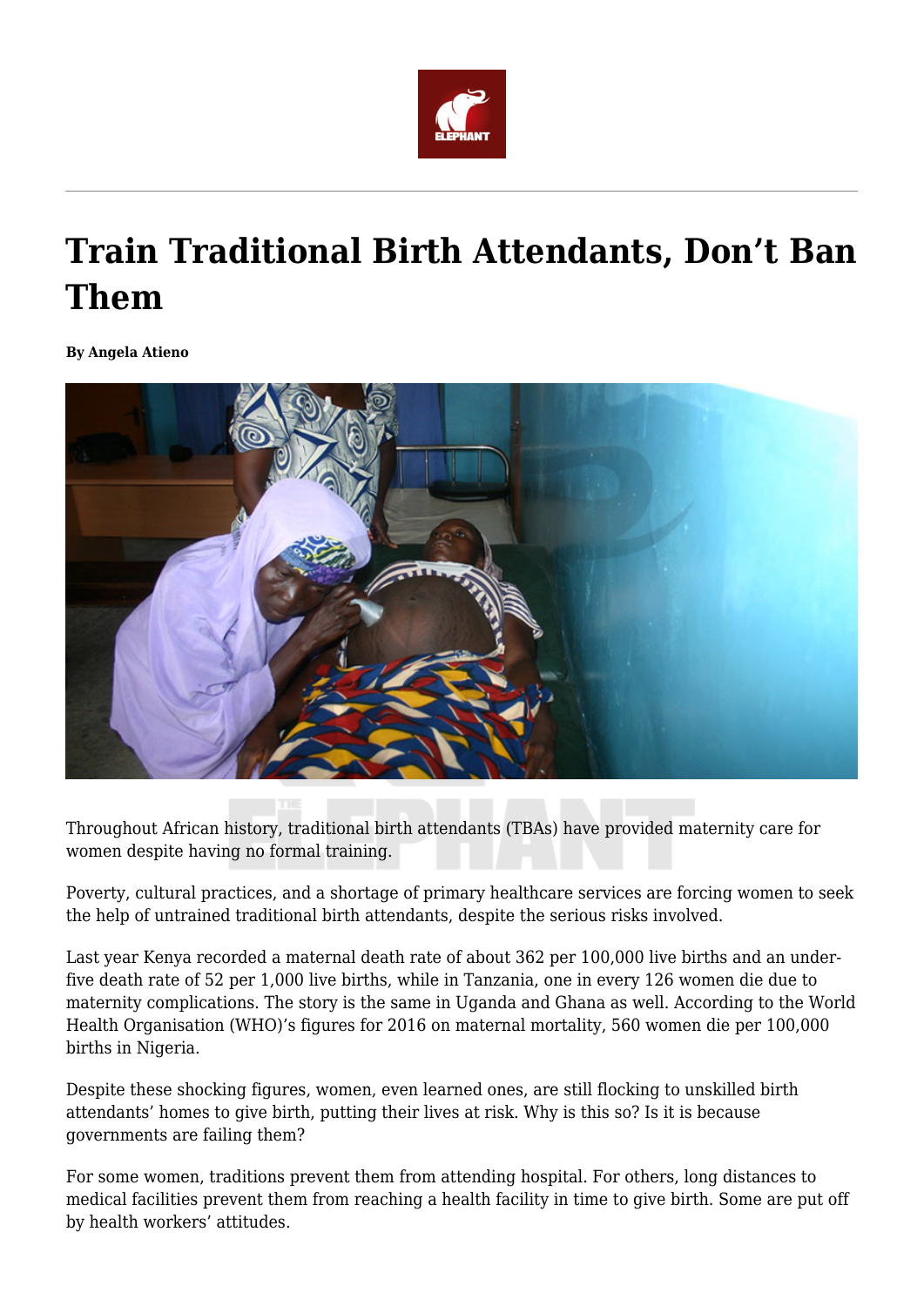# Train Traditional Birth Attendants, Don't Ban Them

**By Angela Atieno**

Throughout African history, traditional birth attendants (TBAs) have provided maternity care for women despite having no formal training.

Poverty, cultural practices, and a shortage of primary healthcare services are forcing women to seek the help of untrained traditional birth attendants, despite the serious risks involved.

Last year Kenya recorded a maternal death rate of about 362 per 100,000 live births and an under-five death rate of 52 per 1,000 live births, while in Tanzania, one in every 126 women die due to maternity complications. The story is the same in Uganda and Ghana as well. According to the World Health Organisation (WHO)'s figures for 2016 on maternal mortality, 560 women die per 100,000 births in Nigeria.

Despite these shocking figures, women, even learned ones, are still flocking to unskilled birth attendants' homes to give birth, putting their lives at risk. Why is this so? Is it is because governments are failing them?

For some women, traditions prevent them from attending hospital. For others, long distances to medical facilities prevent them from reaching a health facility in time to give birth. Some are put off by health workers' attitudes.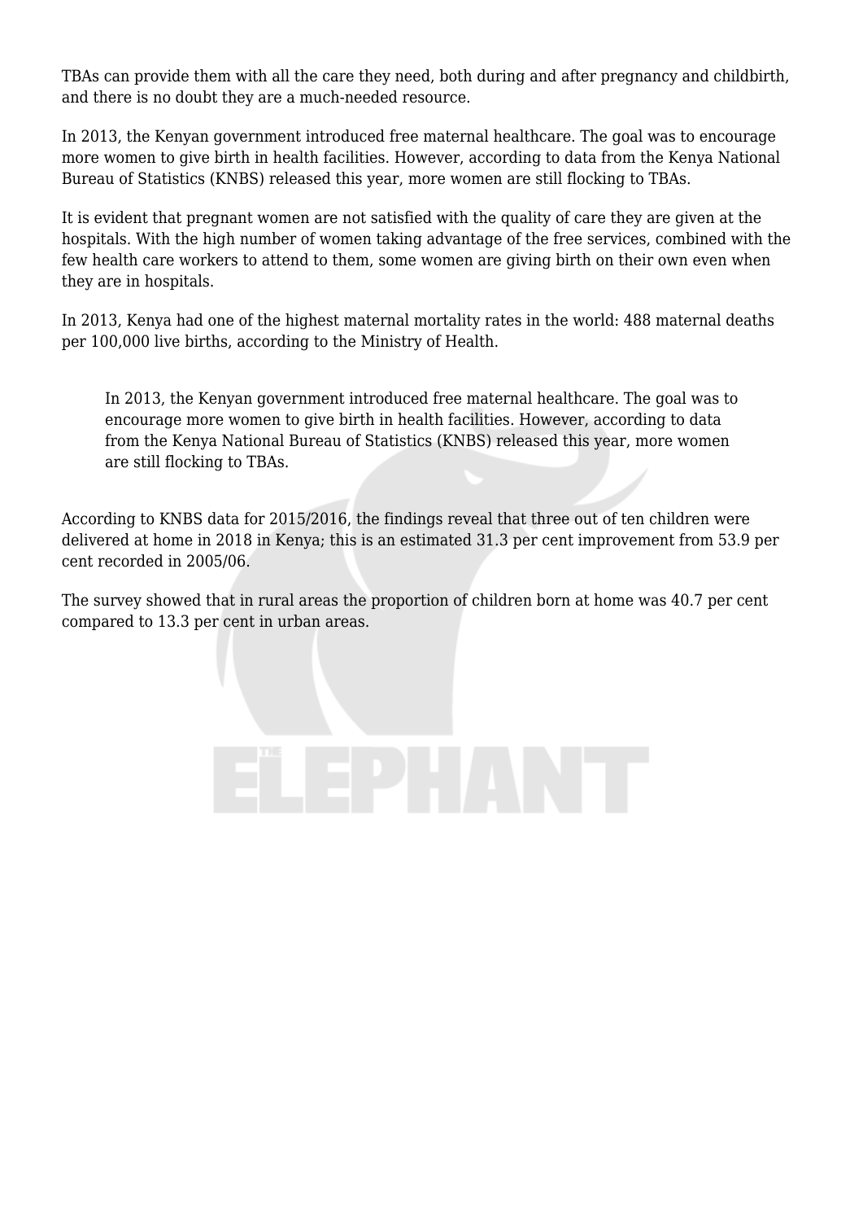TBAs can provide them with all the care they need, both during and after pregnancy and childbirth, and there is no doubt they are a much-needed resource.

In 2013, the Kenyan government introduced free maternal healthcare. The goal was to encourage more women to give birth in health facilities. However, according to data from the Kenya National Bureau of Statistics (KNBS) released this year, more women are still flocking to TBAs.

It is evident that pregnant women are not satisfied with the quality of care they are given at the hospitals. With the high number of women taking advantage of the free services, combined with the few health care workers to attend to them, some women are giving birth on their own even when they are in hospitals.

In 2013, Kenya had one of the highest maternal mortality rates in the world: 488 maternal deaths per 100,000 live births, according to the Ministry of Health.

> In 2013, the Kenyan government introduced free maternal healthcare. The goal was to encourage more women to give birth in health facilities. However, according to data from the Kenya National Bureau of Statistics (KNBS) released this year, more women are still flocking to TBAs.

According to KNBS data for 2015/2016, the findings reveal that three out of ten children were delivered at home in 2018 in Kenya; this is an estimated 31.3 per cent improvement from 53.9 per cent recorded in 2005/06.

The survey showed that in rural areas the proportion of children born at home was 40.7 per cent compared to 13.3 per cent in urban areas.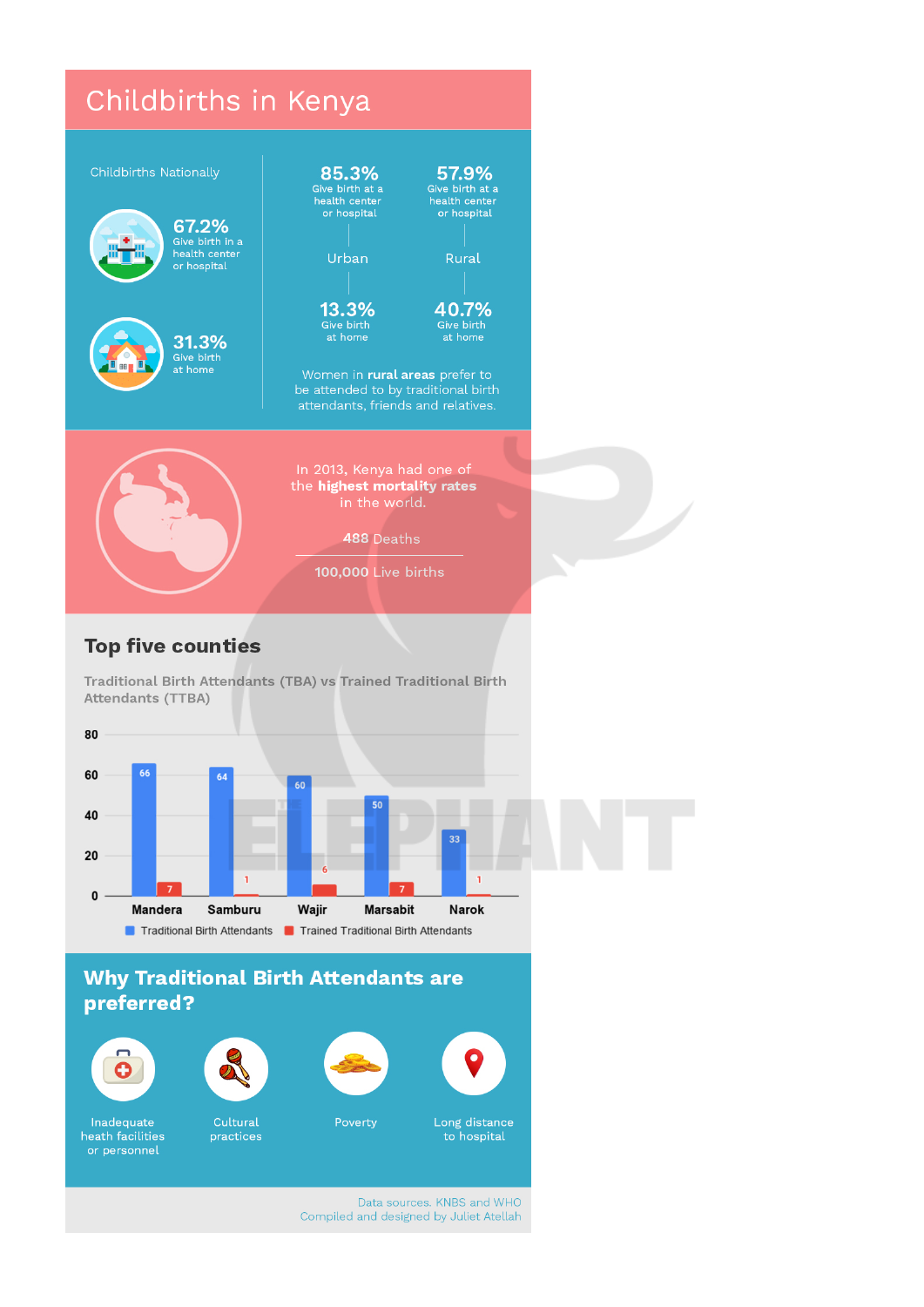# Childbirths in Kenya

## Childbirths Nationally

**67.2%** Give birth in a health center or hospital

**31.3%** Give birth at home

| | Urban | Rural |
|---|---|---|
| Give birth at a health center or hospital | 85.3% | 57.9% |
| Give birth at home | 13.3% | 40.7% |

Women in **rural areas** prefer to be attended to by traditional birth attendants, friends and relatives.

In 2013, Kenya had one of the **highest mortality rates** in the world.

**488** Deaths

**100,000** Live births

## Top five counties

Traditional Birth Attendants (TBA) vs Trained Traditional Birth Attendants (TTBA)

| County | Traditional Birth Attendants | Trained Traditional Birth Attendants |
|---|---|---|
| Mandera | 66 | 7 |
| Samburu | 64 | 1 |
| Wajir | 60 | 6 |
| Marsabit | 50 | 7 |
| Narok | 33 | 1 |

## Why Traditional Birth Attendants are preferred?

- Inadequate heath facilities or personnel
- Cultural practices
- Poverty
- Long distance to hospital

Data sources. KNBS and WHO
Compiled and designed by Juliet Atellah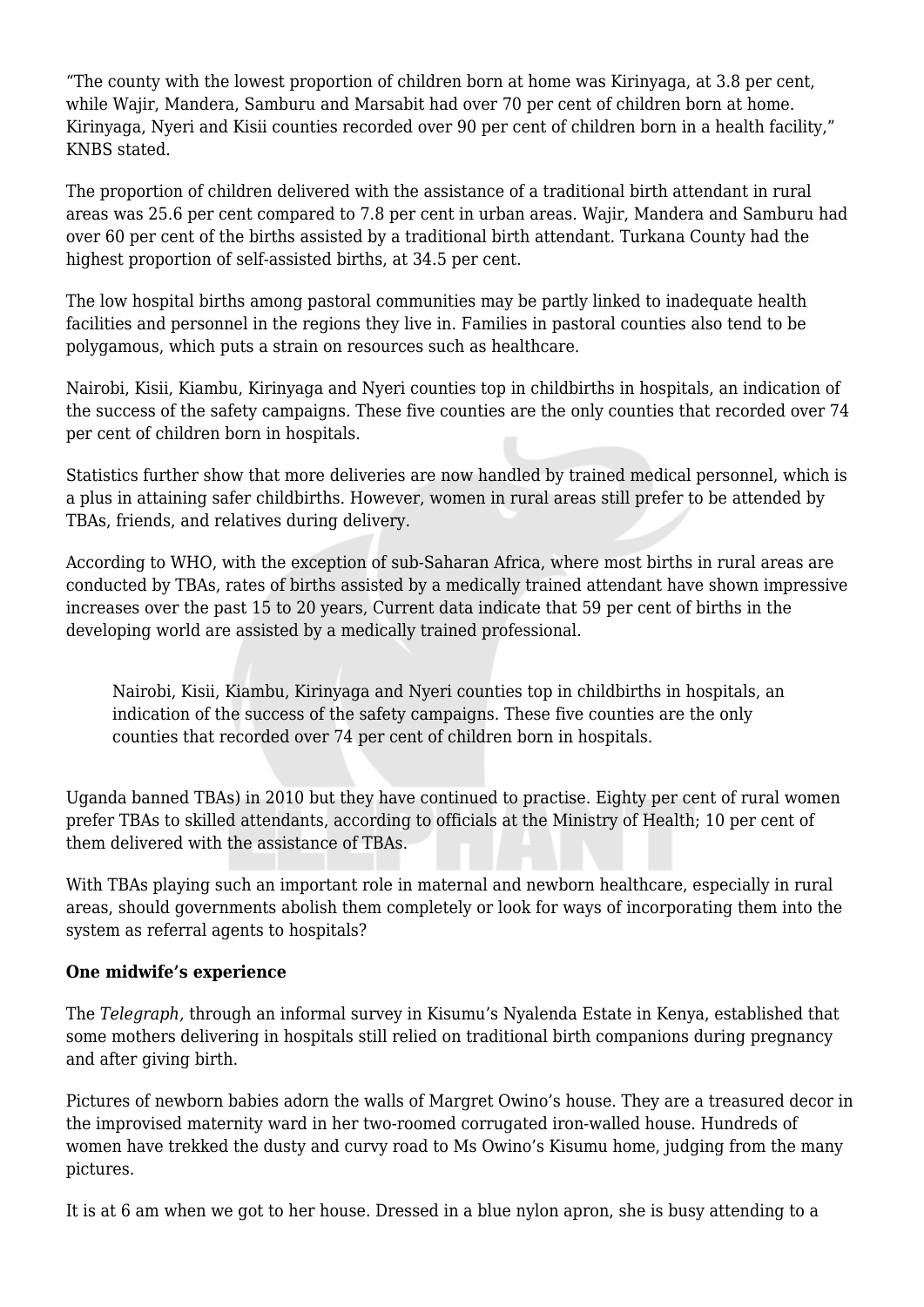"The county with the lowest proportion of children born at home was Kirinyaga, at 3.8 per cent, while Wajir, Mandera, Samburu and Marsabit had over 70 per cent of children born at home. Kirinyaga, Nyeri and Kisii counties recorded over 90 per cent of children born in a health facility," KNBS stated.

The proportion of children delivered with the assistance of a traditional birth attendant in rural areas was 25.6 per cent compared to 7.8 per cent in urban areas. Wajir, Mandera and Samburu had over 60 per cent of the births assisted by a traditional birth attendant. Turkana County had the highest proportion of self-assisted births, at 34.5 per cent.

The low hospital births among pastoral communities may be partly linked to inadequate health facilities and personnel in the regions they live in. Families in pastoral counties also tend to be polygamous, which puts a strain on resources such as healthcare.

Nairobi, Kisii, Kiambu, Kirinyaga and Nyeri counties top in childbirths in hospitals, an indication of the success of the safety campaigns. These five counties are the only counties that recorded over 74 per cent of children born in hospitals.

Statistics further show that more deliveries are now handled by trained medical personnel, which is a plus in attaining safer childbirths. However, women in rural areas still prefer to be attended by TBAs, friends, and relatives during delivery.

According to WHO, with the exception of sub-Saharan Africa, where most births in rural areas are conducted by TBAs, rates of births assisted by a medically trained attendant have shown impressive increases over the past 15 to 20 years, Current data indicate that 59 per cent of births in the developing world are assisted by a medically trained professional.

> Nairobi, Kisii, Kiambu, Kirinyaga and Nyeri counties top in childbirths in hospitals, an indication of the success of the safety campaigns. These five counties are the only counties that recorded over 74 per cent of children born in hospitals.

Uganda banned TBAs) in 2010 but they have continued to practise. Eighty per cent of rural women prefer TBAs to skilled attendants, according to officials at the Ministry of Health; 10 per cent of them delivered with the assistance of TBAs.

With TBAs playing such an important role in maternal and newborn healthcare, especially in rural areas, should governments abolish them completely or look for ways of incorporating them into the system as referral agents to hospitals?

**One midwife's experience**

The *Telegraph*, through an informal survey in Kisumu's Nyalenda Estate in Kenya, established that some mothers delivering in hospitals still relied on traditional birth companions during pregnancy and after giving birth.

Pictures of newborn babies adorn the walls of Margret Owino's house. They are a treasured decor in the improvised maternity ward in her two-roomed corrugated iron-walled house. Hundreds of women have trekked the dusty and curvy road to Ms Owino's Kisumu home, judging from the many pictures.

It is at 6 am when we got to her house. Dressed in a blue nylon apron, she is busy attending to a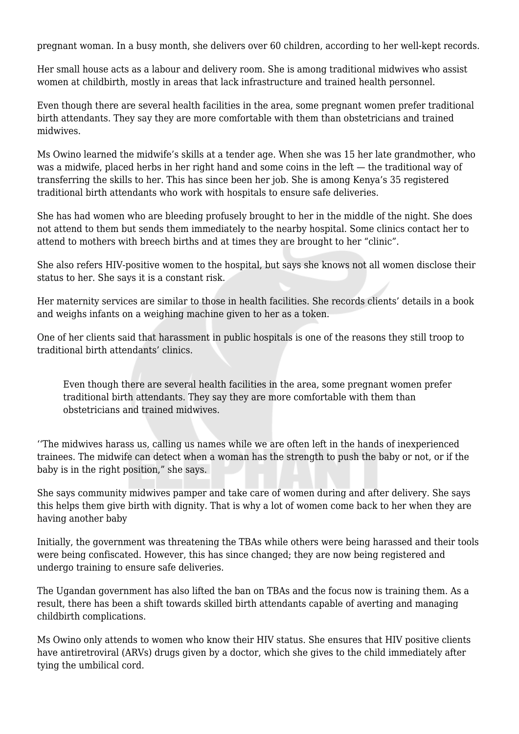pregnant woman. In a busy month, she delivers over 60 children, according to her well-kept records.

Her small house acts as a labour and delivery room. She is among traditional midwives who assist women at childbirth, mostly in areas that lack infrastructure and trained health personnel.

Even though there are several health facilities in the area, some pregnant women prefer traditional birth attendants. They say they are more comfortable with them than obstetricians and trained midwives.

Ms Owino learned the midwife's skills at a tender age. When she was 15 her late grandmother, who was a midwife, placed herbs in her right hand and some coins in the left — the traditional way of transferring the skills to her. This has since been her job. She is among Kenya's 35 registered traditional birth attendants who work with hospitals to ensure safe deliveries.

She has had women who are bleeding profusely brought to her in the middle of the night. She does not attend to them but sends them immediately to the nearby hospital. Some clinics contact her to attend to mothers with breech births and at times they are brought to her "clinic".

She also refers HIV-positive women to the hospital, but says she knows not all women disclose their status to her. She says it is a constant risk.

Her maternity services are similar to those in health facilities. She records clients' details in a book and weighs infants on a weighing machine given to her as a token.

One of her clients said that harassment in public hospitals is one of the reasons they still troop to traditional birth attendants' clinics.

> Even though there are several health facilities in the area, some pregnant women prefer traditional birth attendants. They say they are more comfortable with them than obstetricians and trained midwives.

''The midwives harass us, calling us names while we are often left in the hands of inexperienced trainees. The midwife can detect when a woman has the strength to push the baby or not, or if the baby is in the right position," she says.

She says community midwives pamper and take care of women during and after delivery. She says this helps them give birth with dignity. That is why a lot of women come back to her when they are having another baby

Initially, the government was threatening the TBAs while others were being harassed and their tools were being confiscated. However, this has since changed; they are now being registered and undergo training to ensure safe deliveries.

The Ugandan government has also lifted the ban on TBAs and the focus now is training them. As a result, there has been a shift towards skilled birth attendants capable of averting and managing childbirth complications.

Ms Owino only attends to women who know their HIV status. She ensures that HIV positive clients have antiretroviral (ARVs) drugs given by a doctor, which she gives to the child immediately after tying the umbilical cord.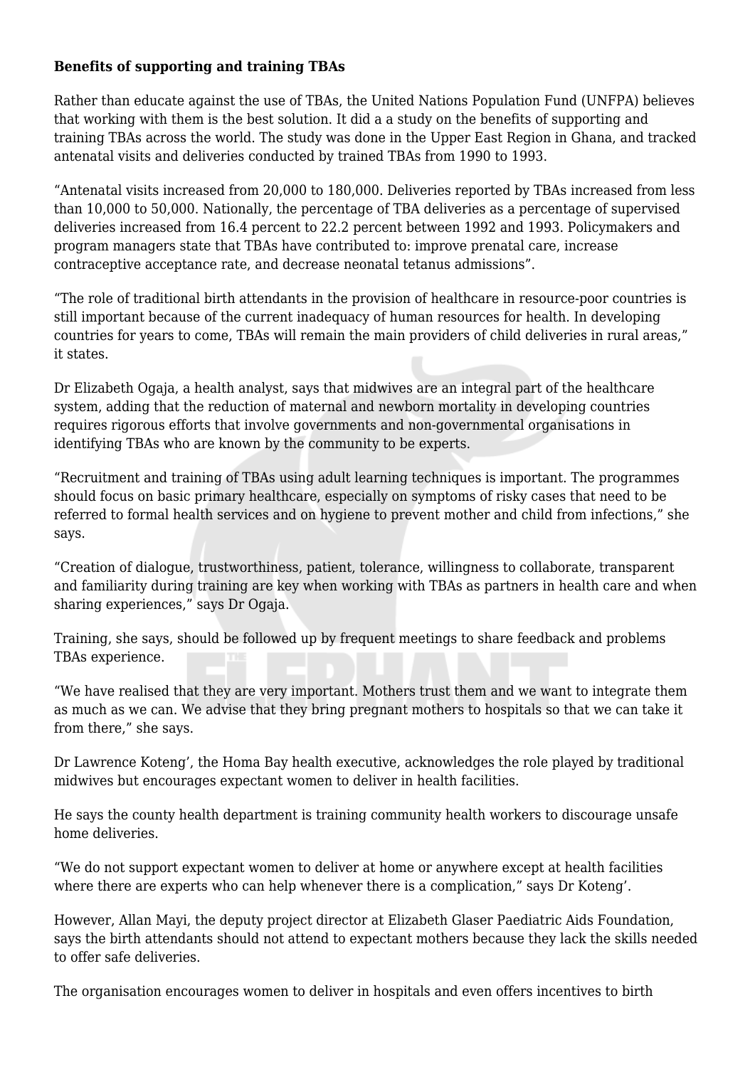**Benefits of supporting and training TBAs**

Rather than educate against the use of TBAs, the United Nations Population Fund (UNFPA) believes that working with them is the best solution. It did a a study on the benefits of supporting and training TBAs across the world. The study was done in the Upper East Region in Ghana, and tracked antenatal visits and deliveries conducted by trained TBAs from 1990 to 1993.

"Antenatal visits increased from 20,000 to 180,000. Deliveries reported by TBAs increased from less than 10,000 to 50,000. Nationally, the percentage of TBA deliveries as a percentage of supervised deliveries increased from 16.4 percent to 22.2 percent between 1992 and 1993. Policymakers and program managers state that TBAs have contributed to: improve prenatal care, increase contraceptive acceptance rate, and decrease neonatal tetanus admissions".

"The role of traditional birth attendants in the provision of healthcare in resource-poor countries is still important because of the current inadequacy of human resources for health. In developing countries for years to come, TBAs will remain the main providers of child deliveries in rural areas," it states.

Dr Elizabeth Ogaja, a health analyst, says that midwives are an integral part of the healthcare system, adding that the reduction of maternal and newborn mortality in developing countries requires rigorous efforts that involve governments and non-governmental organisations in identifying TBAs who are known by the community to be experts.

"Recruitment and training of TBAs using adult learning techniques is important. The programmes should focus on basic primary healthcare, especially on symptoms of risky cases that need to be referred to formal health services and on hygiene to prevent mother and child from infections," she says.

"Creation of dialogue, trustworthiness, patient, tolerance, willingness to collaborate, transparent and familiarity during training are key when working with TBAs as partners in health care and when sharing experiences," says Dr Ogaja.

Training, she says, should be followed up by frequent meetings to share feedback and problems TBAs experience.

"We have realised that they are very important. Mothers trust them and we want to integrate them as much as we can. We advise that they bring pregnant mothers to hospitals so that we can take it from there," she says.

Dr Lawrence Koteng', the Homa Bay health executive, acknowledges the role played by traditional midwives but encourages expectant women to deliver in health facilities.

He says the county health department is training community health workers to discourage unsafe home deliveries.

"We do not support expectant women to deliver at home or anywhere except at health facilities where there are experts who can help whenever there is a complication," says Dr Koteng'.

However, Allan Mayi, the deputy project director at Elizabeth Glaser Paediatric Aids Foundation, says the birth attendants should not attend to expectant mothers because they lack the skills needed to offer safe deliveries.

The organisation encourages women to deliver in hospitals and even offers incentives to birth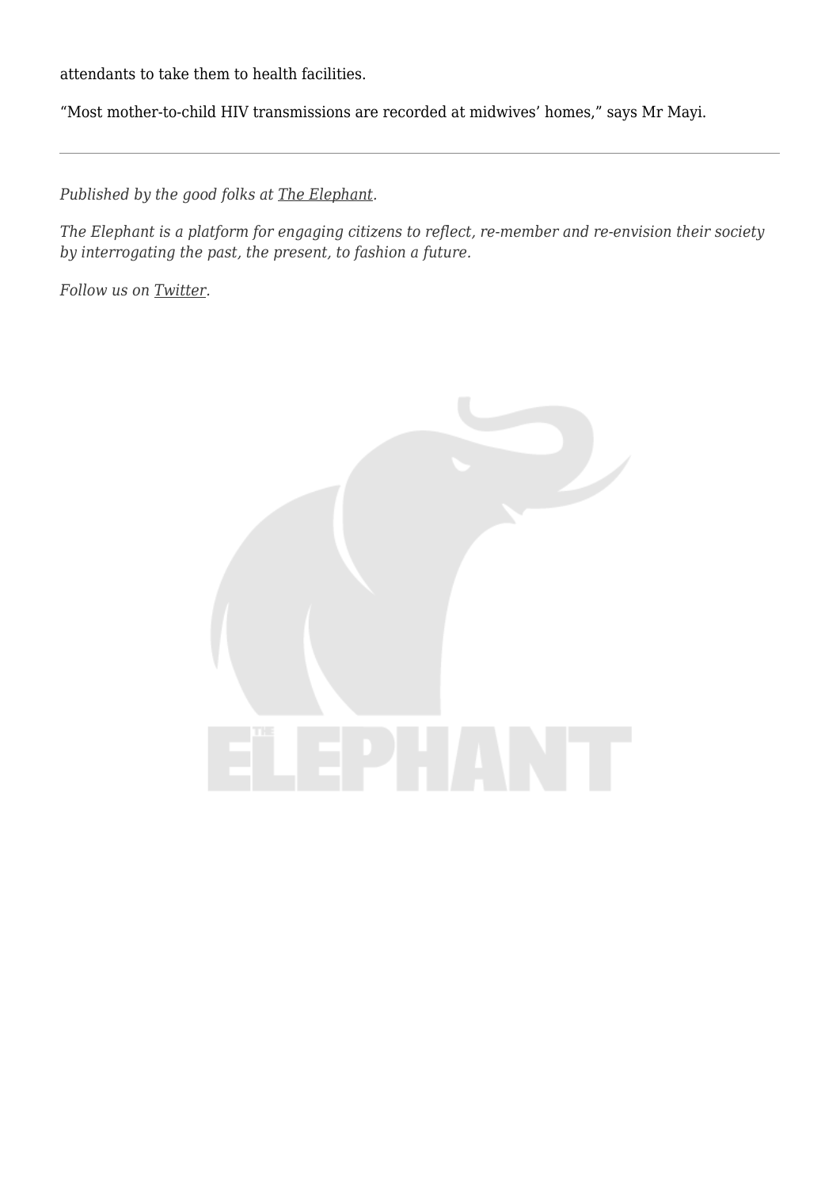attendants to take them to health facilities.

"Most mother-to-child HIV transmissions are recorded at midwives' homes," says Mr Mayi.

---

*Published by the good folks at The Elephant.*

*The Elephant is a platform for engaging citizens to reflect, re-member and re-envision their society by interrogating the past, the present, to fashion a future.*

*Follow us on Twitter.*